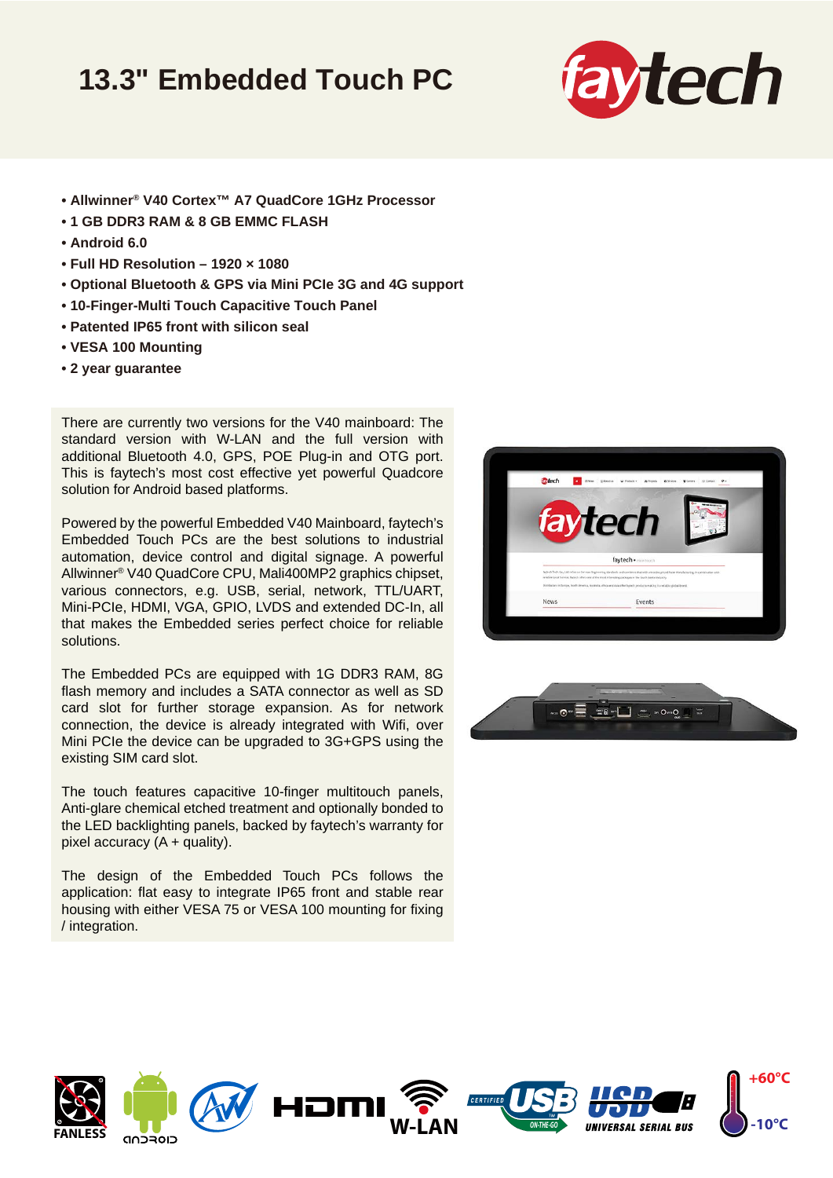# 13.3" Embedded Touch PC

- **Allwinner® V40 Cortex™ A7 QuadCore 1GHz Processor**
- **1 GB DDR3 RAM & 8 GB EMMC FLASH**
- **Android 6.0**
- **Full HD Resolution – 1920 × 1080**
- **Optional Bluetooth & GPS via Mini PCIe 3G and 4G support**
- **10-Finger-Multi Touch Capacitive Touch Panel**
- **Patented IP65 front with silicon seal**
- **VESA 100 Mounting**
- **2 year guarantee**

There are currently two versions for the V40 mainboard: The standard version with W-LAN and the full version with additional Bluetooth 4.0, GPS, POE Plug-in and OTG port. This is faytech's most cost effective yet powerful Quadcore solution for Android based platforms.

Powered by the powerful Embedded V40 Mainboard, faytech's Embedded Touch PCs are the best solutions to industrial automation, device control and digital signage. A powerful Allwinner® V40 QuadCore CPU, Mali400MP2 graphics chipset, various connectors, e.g. USB, serial, network, TTL/UART, Mini-PCIe, HDMI, VGA, GPIO, LVDS and extended DC-In, all that makes the Embedded series perfect choice for reliable solutions.

The Embedded PCs are equipped with 1G DDR3 RAM, 8G flash memory and includes a SATA connector as well as SD card slot for further storage expansion. As for network connection, the device is already integrated with Wifi, over Mini PCIe the device can be upgraded to 3G+GPS using the existing SIM card slot.

The touch features capacitive 10-finger multitouch panels, Anti-glare chemical etched treatment and optionally bonded to the LED backlighting panels, backed by faytech's warranty for pixel accuracy (A + quality).

The design of the Embedded Touch PCs follows the application: flat easy to integrate IP65 front and stable rear housing with either VESA 75 or VESA 100 mounting for fixing / integration.

FANLESS | HDMI | W-LAN | USB | +60°C | -10°C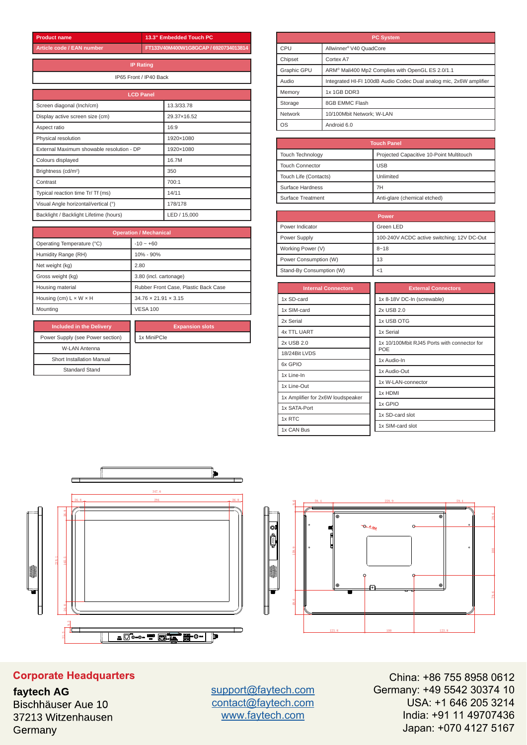| Product name | 13.3" Embedded Touch PC |
| --- | --- |
| Article code / EAN number | FT133V40M400W1G8GCAP / 6920734013814 |

| IP Rating |
| --- |
| IP65 Front / IP40 Back |

| LCD Panel | |
| --- | --- |
| Screen diagonal (Inch/cm) | 13.3/33.78 |
| Display active screen size (cm) | 29.37×16.52 |
| Aspect ratio | 16:9 |
| Physical resolution | 1920×1080 |
| External Maximum showable resolution - DP | 1920×1080 |
| Colours displayed | 16.7M |
| Brightness (cd/m²) | 350 |
| Contrast | 700:1 |
| Typical reaction time Tr/ Tf (ms) | 14/11 |
| Visual Angle horizontal/vertical (°) | 178/178 |
| Backlight / Backlight Lifetime (hours) | LED / 15,000 |

| Operation / Mechanical | |
| --- | --- |
| Operating Temperature (°C) | -10 ~ +60 |
| Humidity Range (RH) | 10% - 90% |
| Net weight (kg) | 2.80 |
| Gross weight (kg) | 3.80 (incl. cartonage) |
| Housing material | Rubber Front Case, Plastic Back Case |
| Housing (cm) L × W × H | 34.76 × 21.91 × 3.15 |
| Mounting | VESA 100 |

| Included in the Delivery |
| --- |
| Power Supply (see Power section) |
| W-LAN Antenna |
| Short Installation Manual |
| Standard Stand |

| Expansion slots |
| --- |
| 1x MiniPCIe |

| PC System | |
| --- | --- |
| CPU | Allwinner® V40 QuadCore |
| Chipset | Cortex A7 |
| Graphic GPU | ARM® Mali400 Mp2 Complies with OpenGL ES 2.0/1.1 |
| Audio | Integrated HI-FI 100dB Audio Codec Dual analog mic, 2x6W amplifier |
| Memory | 1x 1GB DDR3 |
| Storage | 8GB EMMC Flash |
| Network | 10/100Mbit Network; W-LAN |
| OS | Android 6.0 |

| Touch Panel | |
| --- | --- |
| Touch Technology | Projected Capacitive 10-Point Multitouch |
| Touch Connector | USB |
| Touch Life (Contacts) | Unlimited |
| Surface Hardness | 7H |
| Surface Treatment | Anti-glare (chemical etched) |

| Power | |
| --- | --- |
| Power Indicator | Green LED |
| Power Supply | 100-240V ACDC active switching; 12V DC-Out |
| Working Power (V) | 8~18 |
| Power Consumption (W) | 13 |
| Stand-By Consumption (W) | <1 |

| Internal Connectors |
| --- |
| 1x SD-card |
| 1x SIM-card |
| 2x Serial |
| 4x TTL UART |
| 2x USB 2.0 |
| 18/24Bit LVDS |
| 6x GPIO |
| 1x Line-In |
| 1x Line-Out |
| 1x Amplifier for 2x6W loudspeaker |
| 1x SATA-Port |
| 1x RTC |
| 1x CAN Bus |

| External Connectors |
| --- |
| 1x 8-18V DC-In (screwable) |
| 2x USB 2.0 |
| 1x USB OTG |
| 1x Serial |
| 1x 10/100Mbit RJ45 Ports with connector for POE |
| 1x Audio-In |
| 1x Audio-Out |
| 1x W-LAN-connector |
| 1x HDMI |
| 1x GPIO |
| 1x SD-card slot |
| 1x SIM-card slot |

347.6
26.8
294
26.8
219.1
165.5
26.8
26.8
31.5
9.5
59.4
228.9
59.4
39.6
139.9
100
79.6
123.8
100
123.8
4-M4

**Corporate Headquarters**

**faytech AG**
Bischhäuser Aue 10
37213 Witzenhausen
Germany

support@faytech.com
contact@faytech.com
www.faytech.com

China: +86 755 8958 0612
Germany: +49 5542 30374 10
USA: +1 646 205 3214
India: +91 11 49707436
Japan: +070 4127 5167